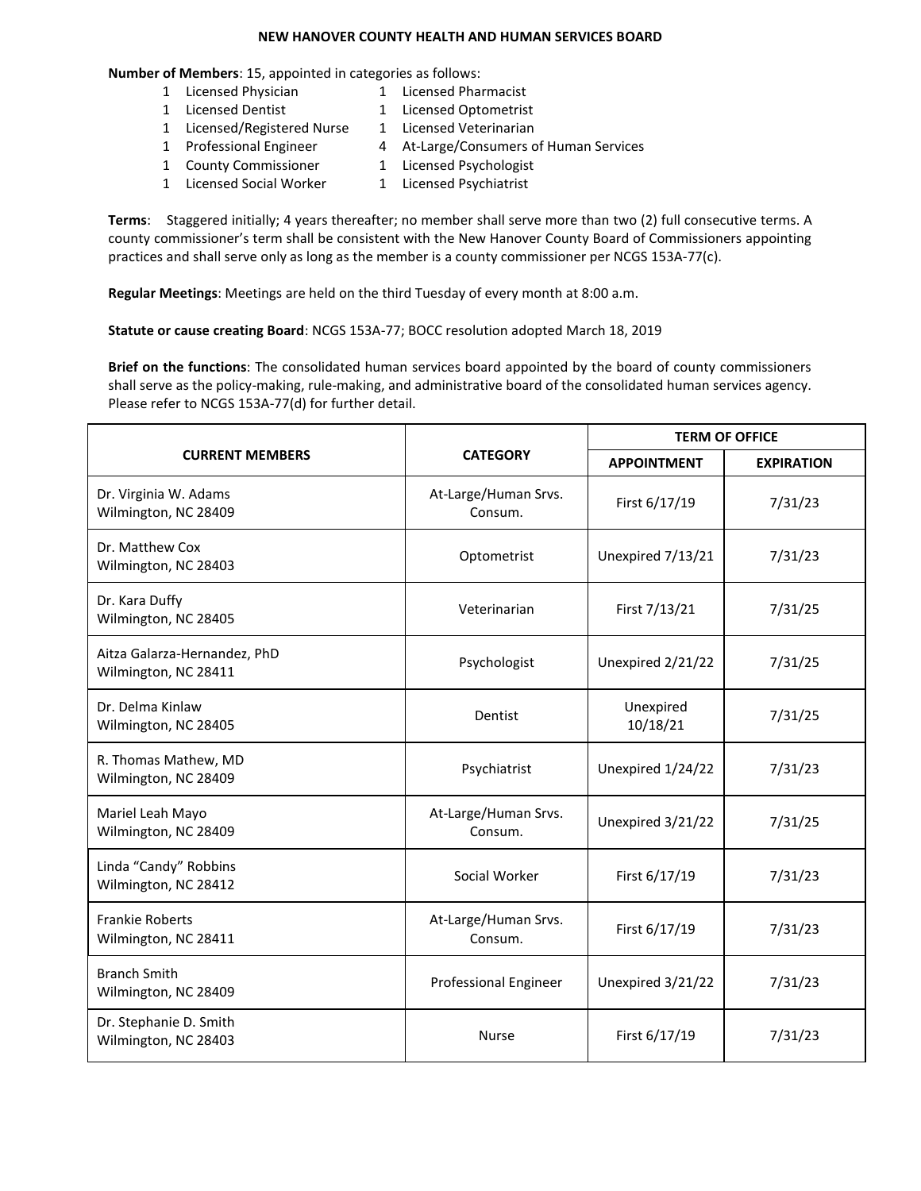# NEW HANOVER COUNTY HEALTH AND HUMAN SERVICES BOARD

**Number of Members**: 15, appointed in categories as follows:

- 1 Licensed Physician
- 1 Licensed Dentist
- 1 Licensed/Registered Nurse
- 1 Professional Engineer
- 1 County Commissioner
- 1 Licensed Social Worker
- 1 Licensed Pharmacist
- 1 Licensed Optometrist
- 1 Licensed Veterinarian
- 4 At-Large/Consumers of Human Services
- 1 Licensed Psychologist
- 1 Licensed Psychiatrist

**Terms**: Staggered initially; 4 years thereafter; no member shall serve more than two (2) full consecutive terms. A county commissioner's term shall be consistent with the New Hanover County Board of Commissioners appointing practices and shall serve only as long as the member is a county commissioner per NCGS 153A-77(c).

**Regular Meetings**: Meetings are held on the third Tuesday of every month at 8:00 a.m.

**Statute or cause creating Board**: NCGS 153A-77; BOCC resolution adopted March 18, 2019

**Brief on the functions**: The consolidated human services board appointed by the board of county commissioners shall serve as the policy-making, rule-making, and administrative board of the consolidated human services agency. Please refer to NCGS 153A-77(d) for further detail.

| CURRENT MEMBERS | CATEGORY | TERM OF OFFICE | |
|---|---|---|---|
| | | APPOINTMENT | EXPIRATION |
| Dr. Virginia W. Adams<br>Wilmington, NC 28409 | At-Large/Human Srvs. Consum. | First 6/17/19 | 7/31/23 |
| Dr. Matthew Cox<br>Wilmington, NC 28403 | Optometrist | Unexpired 7/13/21 | 7/31/23 |
| Dr. Kara Duffy<br>Wilmington, NC 28405 | Veterinarian | First 7/13/21 | 7/31/25 |
| Aitza Galarza-Hernandez, PhD<br>Wilmington, NC 28411 | Psychologist | Unexpired 2/21/22 | 7/31/25 |
| Dr. Delma Kinlaw<br>Wilmington, NC 28405 | Dentist | Unexpired 10/18/21 | 7/31/25 |
| R. Thomas Mathew, MD<br>Wilmington, NC 28409 | Psychiatrist | Unexpired 1/24/22 | 7/31/23 |
| Mariel Leah Mayo<br>Wilmington, NC 28409 | At-Large/Human Srvs. Consum. | Unexpired 3/21/22 | 7/31/25 |
| Linda "Candy" Robbins<br>Wilmington, NC 28412 | Social Worker | First 6/17/19 | 7/31/23 |
| Frankie Roberts<br>Wilmington, NC 28411 | At-Large/Human Srvs. Consum. | First 6/17/19 | 7/31/23 |
| Branch Smith<br>Wilmington, NC 28409 | Professional Engineer | Unexpired 3/21/22 | 7/31/23 |
| Dr. Stephanie D. Smith<br>Wilmington, NC 28403 | Nurse | First 6/17/19 | 7/31/23 |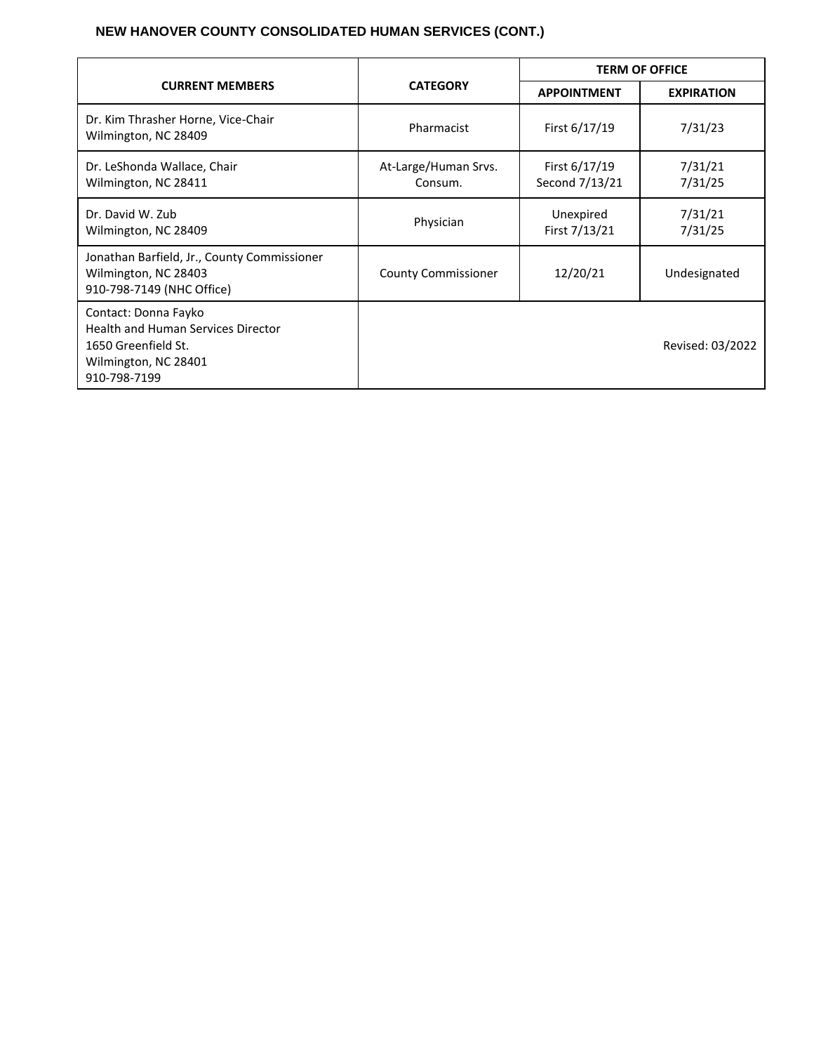**NEW HANOVER COUNTY CONSOLIDATED HUMAN SERVICES (CONT.)**

| CURRENT MEMBERS | CATEGORY | TERM OF OFFICE | |
|---|---|---|---|
| | | APPOINTMENT | EXPIRATION |
| Dr. Kim Thrasher Horne, Vice-Chair<br>Wilmington, NC 28409 | Pharmacist | First 6/17/19 | 7/31/23 |
| Dr. LeShonda Wallace, Chair<br>Wilmington, NC 28411 | At-Large/Human Srvs. Consum. | First 6/17/19<br>Second 7/13/21 | 7/31/21<br>7/31/25 |
| Dr. David W. Zub<br>Wilmington, NC 28409 | Physician | Unexpired<br>First 7/13/21 | 7/31/21<br>7/31/25 |
| Jonathan Barfield, Jr., County Commissioner<br>Wilmington, NC 28403<br>910-798-7149 (NHC Office) | County Commissioner | 12/20/21 | Undesignated |
| Contact: Donna Fayko<br>Health and Human Services Director<br>1650 Greenfield St.<br>Wilmington, NC 28401<br>910-798-7199 | | | Revised: 03/2022 |